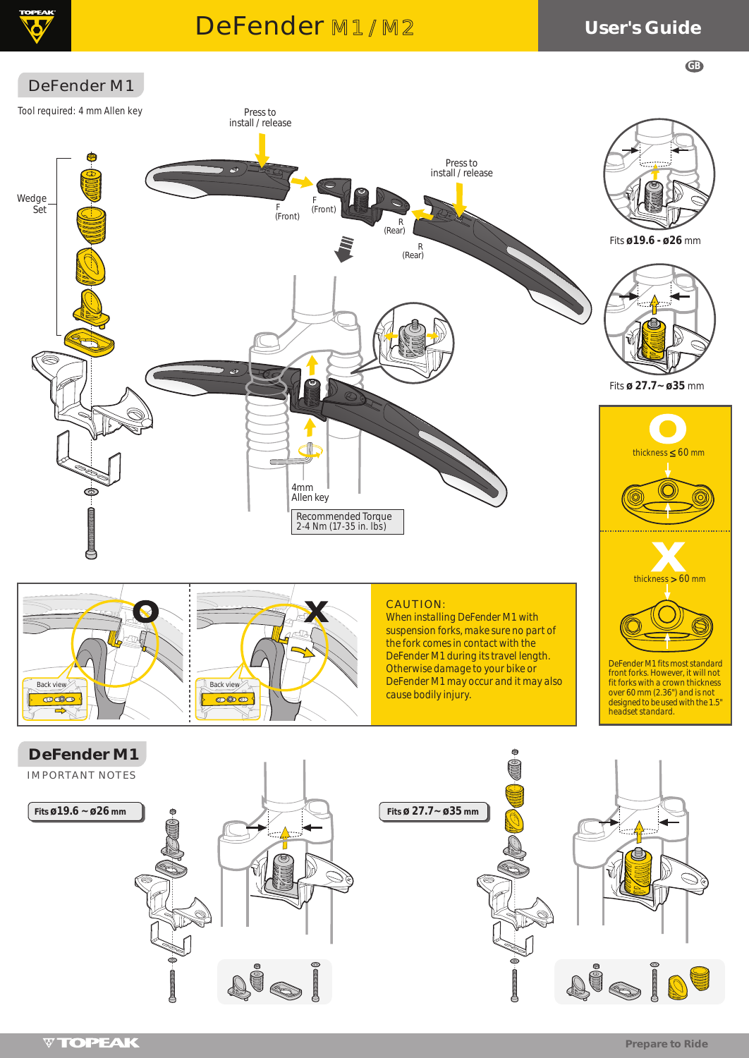# DeFender M1/M2

## User's Guide

GB

## DeFender M1

Tool required: 4 mm Allen key

Wedge Set

Press to install / release

F (Front)

F (Front)

R (Rear)

R (Rear)

Press to install / release

4mm Allen key

Recommended Torque
2-4 Nm (17-35 in. lbs)

Fits ø19.6 - ø26 mm

Fits ø 27.7~ø35 mm

O

thickness ≤ 60 mm

X

thickness > 60 mm

DeFender M1 fits most standard front forks. However, it will not fit forks with a crown thickness over 60 mm (2.36") and is not designed to be used with the 1.5" headset standard.

Back view

Back view

CAUTION:
When installing DeFender M1 with suspension forks, make sure no part of the fork comes in contact with the DeFender M1 during its travel length. Otherwise damage to your bike or DeFender M1 may occur and it may also cause bodily injury.

## DeFender M1

IMPORTANT NOTES

Fits ø19.6 ~ ø26 mm

Fits ø 27.7~ø35 mm

TOPEAK

Prepare to Ride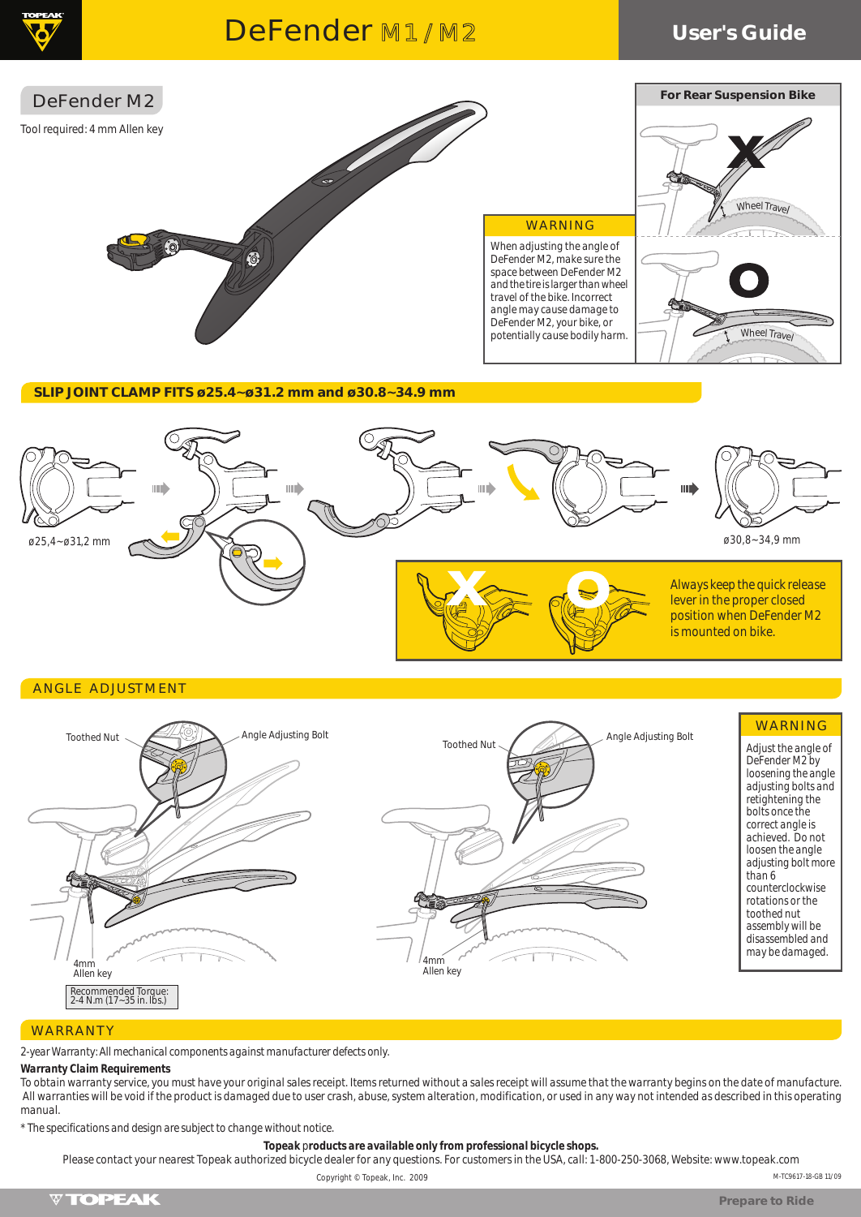# DeFender M1 / M2

## User's Guide

## DeFender M2

Tool required: 4 mm Allen key

**For Rear Suspension Bike**

Wheel Travel

Wheel Travel

### WARNING

When adjusting the angle of DeFender M2, make sure the space between DeFender M2 and the tire is larger than wheel travel of the bike. Incorrect angle may cause damage to DeFender M2, your bike, or potentially cause bodily harm.

## SLIP JOINT CLAMP FITS ø25.4~ø31.2 mm and ø30.8~34.9 mm

ø25,4~ø31,2 mm

ø30,8~34,9 mm

Always keep the quick release lever in the proper closed position when DeFender M2 is mounted on bike.

## ANGLE ADJUSTMENT

Toothed Nut

Angle Adjusting Bolt

4mm Allen key

Recommended Torque: 2-4 N.m (17~35 in. lbs.)

Toothed Nut

Angle Adjusting Bolt

4mm Allen key

### WARNING

Adjust the angle of DeFender M2 by loosening the angle adjusting bolts and retightening the bolts once the correct angle is achieved. Do not loosen the angle adjusting bolt more than 6 counterclockwise rotations or the toothed nut assembly will be disassembled and may be damaged.

## WARRANTY

2-year Warranty: All mechanical components against manufacturer defects only.

**Warranty Claim Requirements**

To obtain warranty service, you must have your original sales receipt. Items returned without a sales receipt will assume that the warranty begins on the date of manufacture. All warranties will be void if the product is damaged due to user crash, abuse, system alteration, modification, or used in any way not intended as described in this operating manual.

* The specifications and design are subject to change without notice.

**Topeak products are available only from professional bicycle shops.**

Please contact your nearest Topeak authorized bicycle dealer for any questions. For customers in the USA, call: 1-800-250-3068, Website: www.topeak.com

Copyright © Topeak, Inc. 2009

M-TC9617-18-GB 11/09

TOPEAK

Prepare to Ride